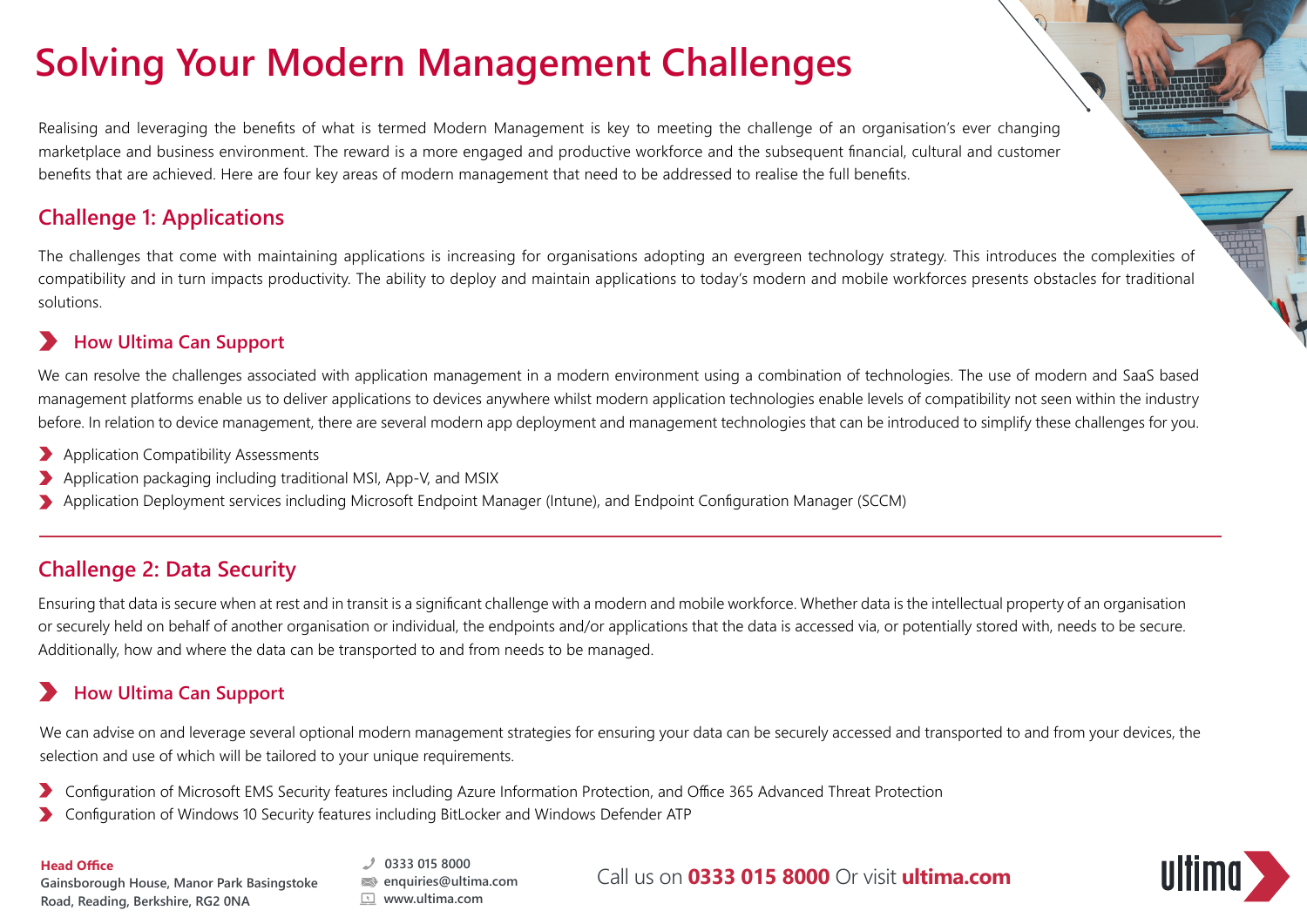# Solving Your Modern Management Challenges

Realising and leveraging the benefits of what is termed Modern Management is key to meeting the challenge of an organisation's ever changing marketplace and business environment. The reward is a more engaged and productive workforce and the subsequent financial, cultural and customer benefits that are achieved. Here are four key areas of modern management that need to be addressed to realise the full benefits.

## Challenge 1: Applications

The challenges that come with maintaining applications is increasing for organisations adopting an evergreen technology strategy. This introduces the complexities of compatibility and in turn impacts productivity. The ability to deploy and maintain applications to today's modern and mobile workforces presents obstacles for traditional solutions.

### How Ultima Can Support

We can resolve the challenges associated with application management in a modern environment using a combination of technologies. The use of modern and SaaS based management platforms enable us to deliver applications to devices anywhere whilst modern application technologies enable levels of compatibility not seen within the industry before. In relation to device management, there are several modern app deployment and management technologies that can be introduced to simplify these challenges for you.

- Application Compatibility Assessments
- Application packaging including traditional MSI, App-V, and MSIX
- Application Deployment services including Microsoft Endpoint Manager (Intune), and Endpoint Configuration Manager (SCCM)

---

## Challenge 2: Data Security

Ensuring that data is secure when at rest and in transit is a significant challenge with a modern and mobile workforce. Whether data is the intellectual property of an organisation or securely held on behalf of another organisation or individual, the endpoints and/or applications that the data is accessed via, or potentially stored with, needs to be secure. Additionally, how and where the data can be transported to and from needs to be managed.

### How Ultima Can Support

We can advise on and leverage several optional modern management strategies for ensuring your data can be securely accessed and transported to and from your devices, the selection and use of which will be tailored to your unique requirements.

- Configuration of Microsoft EMS Security features including Azure Information Protection, and Office 365 Advanced Threat Protection
- Configuration of Windows 10 Security features including BitLocker and Windows Defender ATP

**Head Office**
Gainsborough House, Manor Park Basingstoke Road, Reading, Berkshire, RG2 0NA

0333 015 8000
enquiries@ultima.com
www.ultima.com

Call us on **0333 015 8000** Or visit **ultima.com**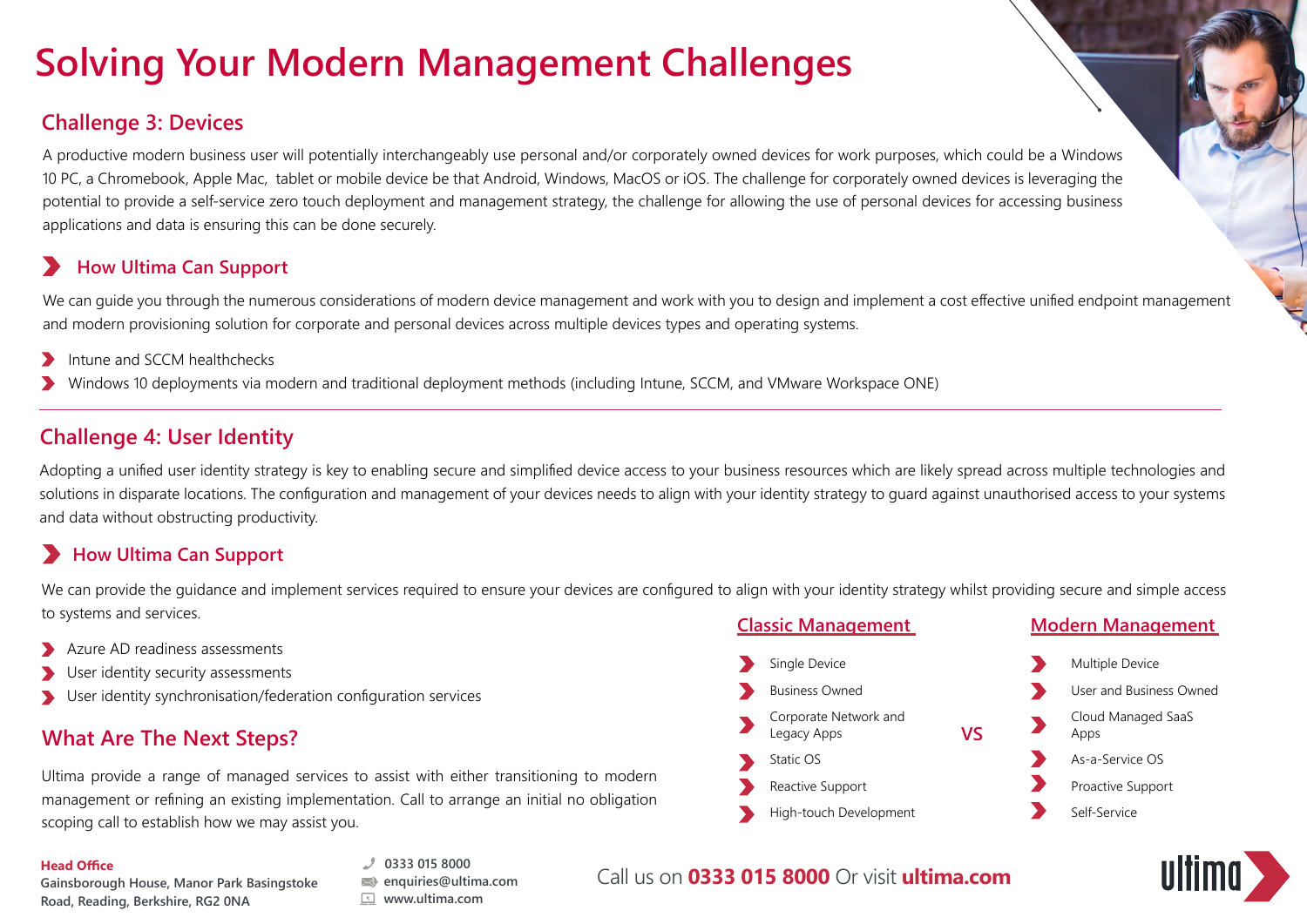# Solving Your Modern Management Challenges

## Challenge 3: Devices

A productive modern business user will potentially interchangeably use personal and/or corporately owned devices for work purposes, which could be a Windows 10 PC, a Chromebook, Apple Mac, tablet or mobile device be that Android, Windows, MacOS or iOS. The challenge for corporately owned devices is leveraging the potential to provide a self-service zero touch deployment and management strategy, the challenge for allowing the use of personal devices for accessing business applications and data is ensuring this can be done securely.

### How Ultima Can Support

We can guide you through the numerous considerations of modern device management and work with you to design and implement a cost effective unified endpoint management and modern provisioning solution for corporate and personal devices across multiple devices types and operating systems.

- Intune and SCCM healthchecks
- Windows 10 deployments via modern and traditional deployment methods (including Intune, SCCM, and VMware Workspace ONE)

## Challenge 4: User Identity

Adopting a unified user identity strategy is key to enabling secure and simplified device access to your business resources which are likely spread across multiple technologies and solutions in disparate locations. The configuration and management of your devices needs to align with your identity strategy to guard against unauthorised access to your systems and data without obstructing productivity.

### How Ultima Can Support

We can provide the guidance and implement services required to ensure your devices are configured to align with your identity strategy whilst providing secure and simple access to systems and services.

- Azure AD readiness assessments
- User identity security assessments
- User identity synchronisation/federation configuration services

## What Are The Next Steps?

Ultima provide a range of managed services to assist with either transitioning to modern management or refining an existing implementation. Call to arrange an initial no obligation scoping call to establish how we may assist you.

| Classic Management | | Modern Management |
|---|---|---|
| Single Device | VS | Multiple Device |
| Business Owned | | User and Business Owned |
| Corporate Network and Legacy Apps | | Cloud Managed SaaS Apps |
| Static OS | | As-a-Service OS |
| Reactive Support | | Proactive Support |
| High-touch Development | | Self-Service |

**Head Office**
Gainsborough House, Manor Park Basingstoke Road, Reading, Berkshire, RG2 0NA

0333 015 8000
enquiries@ultima.com
www.ultima.com

Call us on **0333 015 8000** Or visit **ultima.com**

ultima